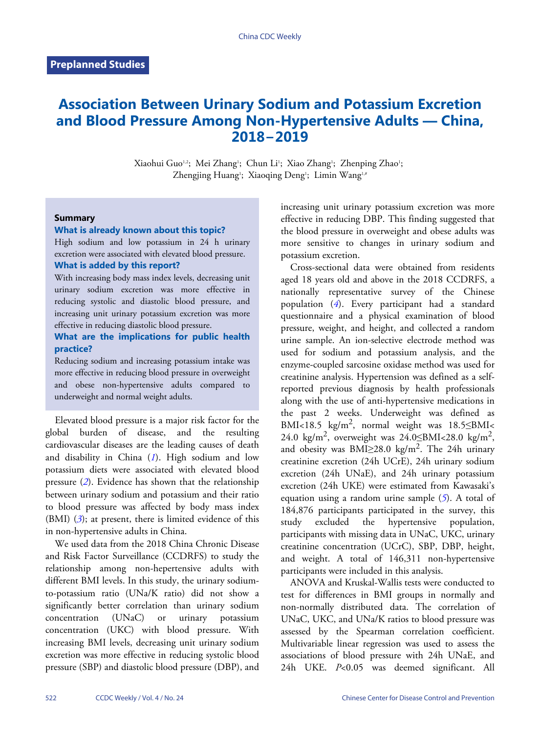**Preplanned Studies**

# Association Between Urinary Sodium and Potassium Excretion and Blood Pressure Among Non-Hypertensive Adults — China, 2018–2019

Xiaohui Guo[1,2]; Mei Zhang[1]; Chun Li[1]; Xiao Zhang[1]; Zhenping Zhao[1]; Zhengjing Huang[1]; Xiaoqing Deng[1]; Limin Wang[1,#]

### Summary

**What is already known about this topic?**

High sodium and low potassium in 24 h urinary excretion were associated with elevated blood pressure.

**What is added by this report?**

With increasing body mass index levels, decreasing unit urinary sodium excretion was more effective in reducing systolic and diastolic blood pressure, and increasing unit urinary potassium excretion was more effective in reducing diastolic blood pressure.

**What are the implications for public health practice?**

Reducing sodium and increasing potassium intake was more effective in reducing blood pressure in overweight and obese non-hypertensive adults compared to underweight and normal weight adults.

Elevated blood pressure is a major risk factor for the global burden of disease, and the resulting cardiovascular diseases are the leading causes of death and disability in China (*1*). High sodium and low potassium diets were associated with elevated blood pressure (*2*). Evidence has shown that the relationship between urinary sodium and potassium and their ratio to blood pressure was affected by body mass index (BMI) (*3*); at present, there is limited evidence of this in non-hypertensive adults in China.

We used data from the 2018 China Chronic Disease and Risk Factor Surveillance (CCDRFS) to study the relationship among non-hepertensive adults with different BMI levels. In this study, the urinary sodium-to-potassium ratio (UNa/K ratio) did not show a significantly better correlation than urinary sodium concentration (UNaC) or urinary potassium concentration (UKC) with blood pressure. With increasing BMI levels, decreasing unit urinary sodium excretion was more effective in reducing systolic blood pressure (SBP) and diastolic blood pressure (DBP), and increasing unit urinary potassium excretion was more effective in reducing DBP. This finding suggested that the blood pressure in overweight and obese adults was more sensitive to changes in urinary sodium and potassium excretion.

Cross-sectional data were obtained from residents aged 18 years old and above in the 2018 CCDRFS, a nationally representative survey of the Chinese population (*4*). Every participant had a standard questionnaire and a physical examination of blood pressure, weight, and height, and collected a random urine sample. An ion-selective electrode method was used for sodium and potassium analysis, and the enzyme-coupled sarcosine oxidase method was used for creatinine analysis. Hypertension was defined as a self-reported previous diagnosis by health professionals along with the use of anti-hypertensive medications in the past 2 weeks. Underweight was defined as BMI<18.5 kg/m$^2$, normal weight was 18.5≤BMI<24.0 kg/m$^2$, overweight was 24.0≤BMI<28.0 kg/m$^2$, and obesity was BMI≥28.0 kg/m$^2$. The 24h urinary creatinine excretion (24h UCrE), 24h urinary sodium excretion (24h UNaE), and 24h urinary potassium excretion (24h UKE) were estimated from Kawasaki's equation using a random urine sample (*5*). A total of 184,876 participants participated in the survey, this study excluded the hypertensive population, participants with missing data in UNaC, UKC, urinary creatinine concentration (UCrC), SBP, DBP, height, and weight. A total of 146,311 non-hypertensive participants were included in this analysis.

ANOVA and Kruskal-Wallis tests were conducted to test for differences in BMI groups in normally and non-normally distributed data. The correlation of UNaC, UKC, and UNa/K ratios to blood pressure was assessed by the Spearman correlation coefficient. Multivariable linear regression was used to assess the associations of blood pressure with 24h UNaE, and 24h UKE. $P$<0.05 was deemed significant. All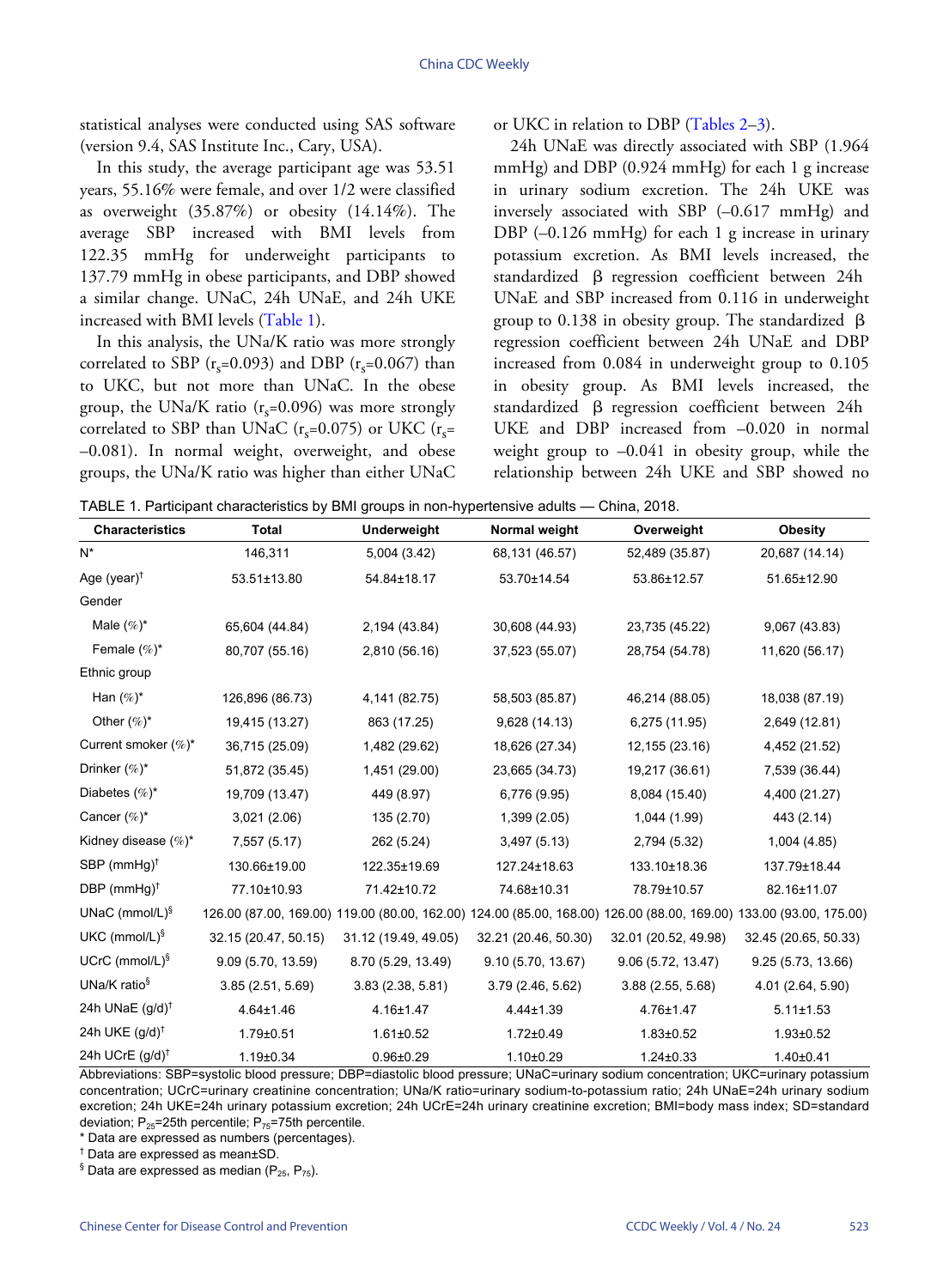statistical analyses were conducted using SAS software (version 9.4, SAS Institute Inc., Cary, USA).

In this study, the average participant age was 53.51 years, 55.16% were female, and over 1/2 were classified as overweight (35.87%) or obesity (14.14%). The average SBP increased with BMI levels from 122.35 mmHg for underweight participants to 137.79 mmHg in obese participants, and DBP showed a similar change. UNaC, 24h UNaE, and 24h UKE increased with BMI levels (Table 1).

In this analysis, the UNa/K ratio was more strongly correlated to SBP ($r_s$=0.093) and DBP ($r_s$=0.067) than to UKC, but not more than UNaC. In the obese group, the UNa/K ratio ($r_s$=0.096) was more strongly correlated to SBP than UNaC ($r_s$=0.075) or UKC ($r_s$= –0.081). In normal weight, overweight, and obese groups, the UNa/K ratio was higher than either UNaC or UKC in relation to DBP (Tables 2–3).

24h UNaE was directly associated with SBP (1.964 mmHg) and DBP (0.924 mmHg) for each 1 g increase in urinary sodium excretion. The 24h UKE was inversely associated with SBP (–0.617 mmHg) and DBP (–0.126 mmHg) for each 1 g increase in urinary potassium excretion. As BMI levels increased, the standardized β regression coefficient between 24h UNaE and SBP increased from 0.116 in underweight group to 0.138 in obesity group. The standardized β regression coefficient between 24h UNaE and DBP increased from 0.084 in underweight group to 0.105 in obesity group. As BMI levels increased, the standardized β regression coefficient between 24h UKE and DBP increased from –0.020 in normal weight group to –0.041 in obesity group, while the relationship between 24h UKE and SBP showed no

TABLE 1. Participant characteristics by BMI groups in non-hypertensive adults — China, 2018.

| Characteristics | Total | Underweight | Normal weight | Overweight | Obesity |
|---|---|---|---|---|---|
| N* | 146,311 | 5,004 (3.42) | 68,131 (46.57) | 52,489 (35.87) | 20,687 (14.14) |
| Age (year)† | 53.51±13.80 | 54.84±18.17 | 53.70±14.54 | 53.86±12.57 | 51.65±12.90 |
| Gender | | | | | |
| Male (%)* | 65,604 (44.84) | 2,194 (43.84) | 30,608 (44.93) | 23,735 (45.22) | 9,067 (43.83) |
| Female (%)* | 80,707 (55.16) | 2,810 (56.16) | 37,523 (55.07) | 28,754 (54.78) | 11,620 (56.17) |
| Ethnic group | | | | | |
| Han (%)* | 126,896 (86.73) | 4,141 (82.75) | 58,503 (85.87) | 46,214 (88.05) | 18,038 (87.19) |
| Other (%)* | 19,415 (13.27) | 863 (17.25) | 9,628 (14.13) | 6,275 (11.95) | 2,649 (12.81) |
| Current smoker (%)* | 36,715 (25.09) | 1,482 (29.62) | 18,626 (27.34) | 12,155 (23.16) | 4,452 (21.52) |
| Drinker (%)* | 51,872 (35.45) | 1,451 (29.00) | 23,665 (34.73) | 19,217 (36.61) | 7,539 (36.44) |
| Diabetes (%)* | 19,709 (13.47) | 449 (8.97) | 6,776 (9.95) | 8,084 (15.40) | 4,400 (21.27) |
| Cancer (%)* | 3,021 (2.06) | 135 (2.70) | 1,399 (2.05) | 1,044 (1.99) | 443 (2.14) |
| Kidney disease (%)* | 7,557 (5.17) | 262 (5.24) | 3,497 (5.13) | 2,794 (5.32) | 1,004 (4.85) |
| SBP (mmHg)† | 130.66±19.00 | 122.35±19.69 | 127.24±18.63 | 133.10±18.36 | 137.79±18.44 |
| DBP (mmHg)† | 77.10±10.93 | 71.42±10.72 | 74.68±10.31 | 78.79±10.57 | 82.16±11.07 |
| UNaC (mmol/L)§ | 126.00 (87.00, 169.00) | 119.00 (80.00, 162.00) | 124.00 (85.00, 168.00) | 126.00 (88.00, 169.00) | 133.00 (93.00, 175.00) |
| UKC (mmol/L)§ | 32.15 (20.47, 50.15) | 31.12 (19.49, 49.05) | 32.21 (20.46, 50.30) | 32.01 (20.52, 49.98) | 32.45 (20.65, 50.33) |
| UCrC (mmol/L)§ | 9.09 (5.70, 13.59) | 8.70 (5.29, 13.49) | 9.10 (5.70, 13.67) | 9.06 (5.72, 13.47) | 9.25 (5.73, 13.66) |
| UNa/K ratio§ | 3.85 (2.51, 5.69) | 3.83 (2.38, 5.81) | 3.79 (2.46, 5.62) | 3.88 (2.55, 5.68) | 4.01 (2.64, 5.90) |
| 24h UNaE (g/d)† | 4.64±1.46 | 4.16±1.47 | 4.44±1.39 | 4.76±1.47 | 5.11±1.53 |
| 24h UKE (g/d)† | 1.79±0.51 | 1.61±0.52 | 1.72±0.49 | 1.83±0.52 | 1.93±0.52 |
| 24h UCrE (g/d)† | 1.19±0.34 | 0.96±0.29 | 1.10±0.29 | 1.24±0.33 | 1.40±0.41 |

Abbreviations: SBP=systolic blood pressure; DBP=diastolic blood pressure; UNaC=urinary sodium concentration; UKC=urinary potassium concentration; UCrC=urinary creatinine concentration; UNa/K ratio=urinary sodium-to-potassium ratio; 24h UNaE=24h urinary sodium excretion; 24h UKE=24h urinary potassium excretion; 24h UCrE=24h urinary creatinine excretion; BMI=body mass index; SD=standard deviation; $P_{25}$=25th percentile; $P_{75}$=75th percentile.

\* Data are expressed as numbers (percentages).

† Data are expressed as mean±SD.

§ Data are expressed as median ($P_{25}$, $P_{75}$).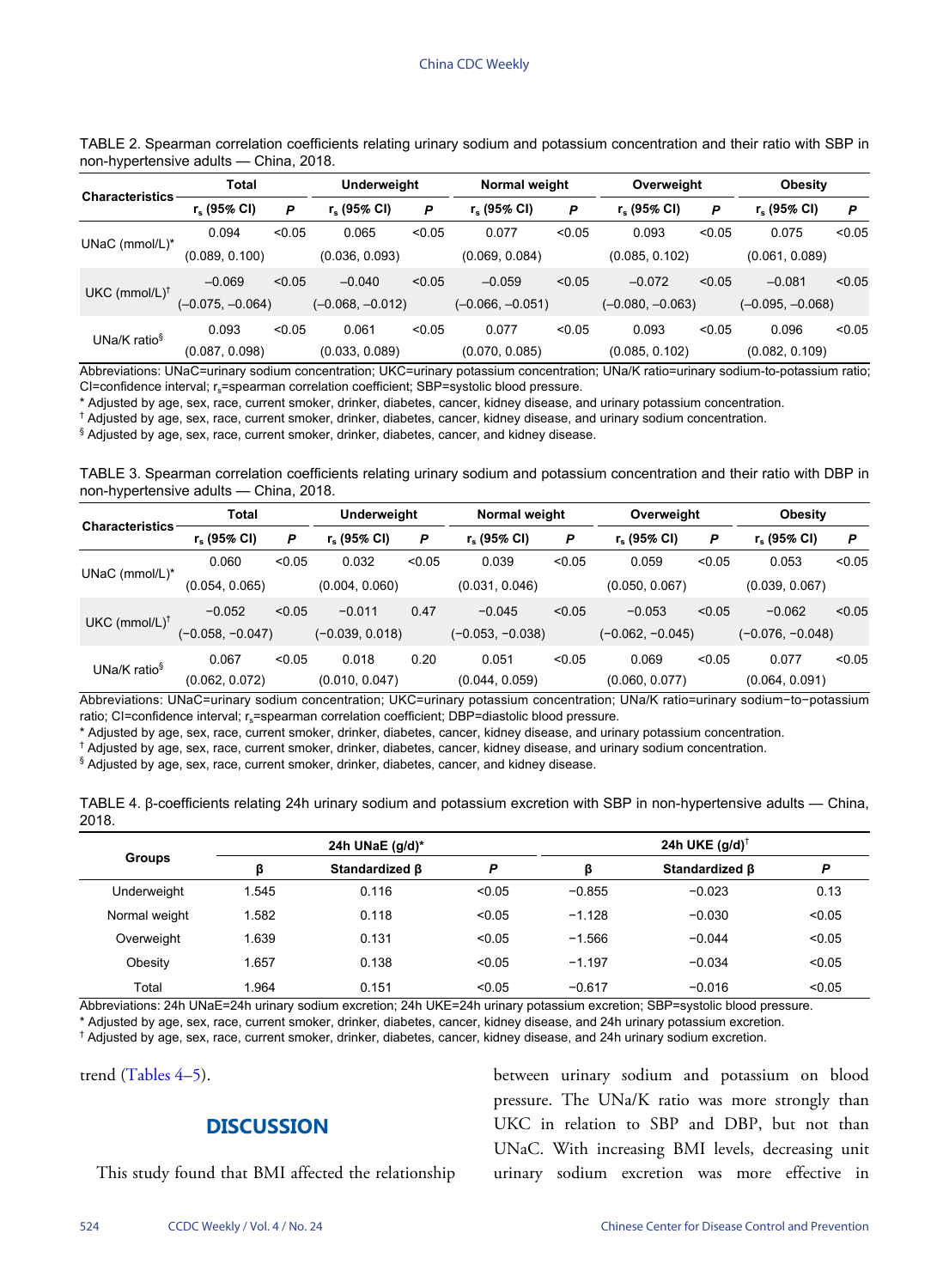TABLE 2. Spearman correlation coefficients relating urinary sodium and potassium concentration and their ratio with SBP in non-hypertensive adults — China, 2018.

| Characteristics | Total | | Underweight | | Normal weight | | Overweight | | Obesity | |
|---|---|---|---|---|---|---|---|---|---|---|
| | $r_s$ (95% CI) | *P* | $r_s$ (95% CI) | *P* | $r_s$ (95% CI) | *P* | $r_s$ (95% CI) | *P* | $r_s$ (95% CI) | *P* |
| UNaC (mmol/L)* | 0.094 (0.089, 0.100) | <0.05 | 0.065 (0.036, 0.093) | <0.05 | 0.077 (0.069, 0.084) | <0.05 | 0.093 (0.085, 0.102) | <0.05 | 0.075 (0.061, 0.089) | <0.05 |
| UKC (mmol/L)† | −0.069 (−0.075, −0.064) | <0.05 | −0.040 (−0.068, −0.012) | <0.05 | −0.059 (−0.066, −0.051) | <0.05 | −0.072 (−0.080, −0.063) | <0.05 | −0.081 (−0.095, −0.068) | <0.05 |
| UNa/K ratio§ | 0.093 (0.087, 0.098) | <0.05 | 0.061 (0.033, 0.089) | <0.05 | 0.077 (0.070, 0.085) | <0.05 | 0.093 (0.085, 0.102) | <0.05 | 0.096 (0.082, 0.109) | <0.05 |

Abbreviations: UNaC=urinary sodium concentration; UKC=urinary potassium concentration; UNa/K ratio=urinary sodium-to-potassium ratio; CI=confidence interval; $r_s$=spearman correlation coefficient; SBP=systolic blood pressure.

* Adjusted by age, sex, race, current smoker, drinker, diabetes, cancer, kidney disease, and urinary potassium concentration.

† Adjusted by age, sex, race, current smoker, drinker, diabetes, cancer, kidney disease, and urinary sodium concentration.

§ Adjusted by age, sex, race, current smoker, drinker, diabetes, cancer, and kidney disease.

TABLE 3. Spearman correlation coefficients relating urinary sodium and potassium concentration and their ratio with DBP in non-hypertensive adults — China, 2018.

| Characteristics | Total | | Underweight | | Normal weight | | Overweight | | Obesity | |
|---|---|---|---|---|---|---|---|---|---|---|
| | $r_s$ (95% CI) | *P* | $r_s$ (95% CI) | *P* | $r_s$ (95% CI) | *P* | $r_s$ (95% CI) | *P* | $r_s$ (95% CI) | *P* |
| UNaC (mmol/L)* | 0.060 (0.054, 0.065) | <0.05 | 0.032 (0.004, 0.060) | <0.05 | 0.039 (0.031, 0.046) | <0.05 | 0.059 (0.050, 0.067) | <0.05 | 0.053 (0.039, 0.067) | <0.05 |
| UKC (mmol/L)† | −0.052 (−0.058, −0.047) | <0.05 | −0.011 (−0.039, 0.018) | 0.47 | −0.045 (−0.053, −0.038) | <0.05 | −0.053 (−0.062, −0.045) | <0.05 | −0.062 (−0.076, −0.048) | <0.05 |
| UNa/K ratio§ | 0.067 (0.062, 0.072) | <0.05 | 0.018 (0.010, 0.047) | 0.20 | 0.051 (0.044, 0.059) | <0.05 | 0.069 (0.060, 0.077) | <0.05 | 0.077 (0.064, 0.091) | <0.05 |

Abbreviations: UNaC=urinary sodium concentration; UKC=urinary potassium concentration; UNa/K ratio=urinary sodium−to−potassium ratio; CI=confidence interval; $r_s$=spearman correlation coefficient; DBP=diastolic blood pressure.

* Adjusted by age, sex, race, current smoker, drinker, diabetes, cancer, kidney disease, and urinary potassium concentration.

† Adjusted by age, sex, race, current smoker, drinker, diabetes, cancer, kidney disease, and urinary sodium concentration.

§ Adjusted by age, sex, race, current smoker, drinker, diabetes, cancer, and kidney disease.

TABLE 4. β-coefficients relating 24h urinary sodium and potassium excretion with SBP in non-hypertensive adults — China, 2018.

| Groups | 24h UNaE (g/d)* | | | 24h UKE (g/d)† | | |
|---|---|---|---|---|---|---|
| | β | Standardized β | *P* | β | Standardized β | *P* |
| Underweight | 1.545 | 0.116 | <0.05 | −0.855 | −0.023 | 0.13 |
| Normal weight | 1.582 | 0.118 | <0.05 | −1.128 | −0.030 | <0.05 |
| Overweight | 1.639 | 0.131 | <0.05 | −1.566 | −0.044 | <0.05 |
| Obesity | 1.657 | 0.138 | <0.05 | −1.197 | −0.034 | <0.05 |
| Total | 1.964 | 0.151 | <0.05 | −0.617 | −0.016 | <0.05 |

Abbreviations: 24h UNaE=24h urinary sodium excretion; 24h UKE=24h urinary potassium excretion; SBP=systolic blood pressure.

* Adjusted by age, sex, race, current smoker, drinker, diabetes, cancer, kidney disease, and 24h urinary potassium excretion.

† Adjusted by age, sex, race, current smoker, drinker, diabetes, cancer, kidney disease, and 24h urinary sodium excretion.

trend (Tables 4–5).

## DISCUSSION

This study found that BMI affected the relationship between urinary sodium and potassium on blood pressure. The UNa/K ratio was more strongly than UKC in relation to SBP and DBP, but not than UNaC. With increasing BMI levels, decreasing unit urinary sodium excretion was more effective in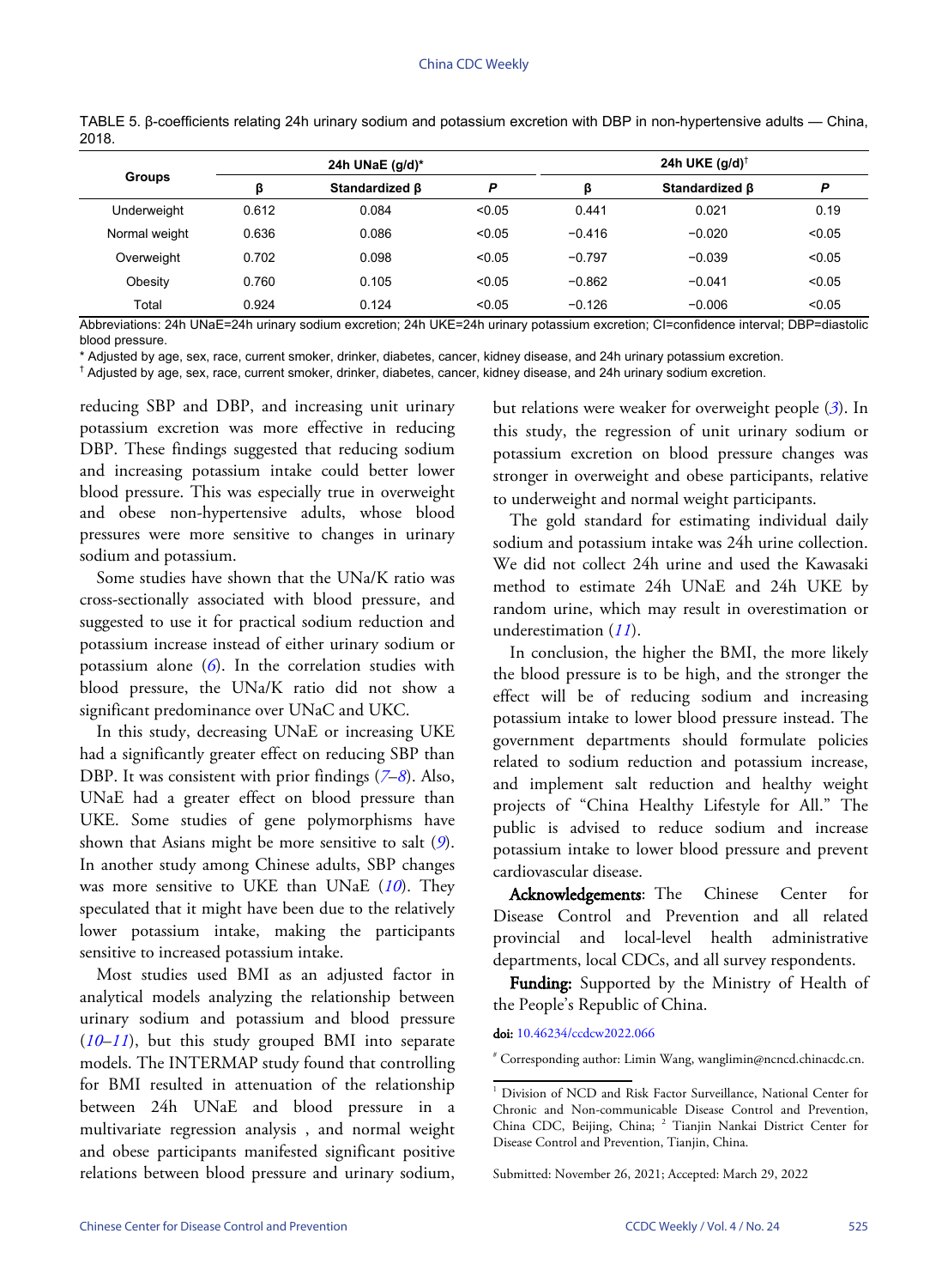TABLE 5. β-coefficients relating 24h urinary sodium and potassium excretion with DBP in non-hypertensive adults — China, 2018.

| Groups | 24h UNaE (g/d)* | | | 24h UKE (g/d)† | | |
|---|---|---|---|---|---|---|
| | β | Standardized β | *P* | β | Standardized β | *P* |
| Underweight | 0.612 | 0.084 | <0.05 | 0.441 | 0.021 | 0.19 |
| Normal weight | 0.636 | 0.086 | <0.05 | −0.416 | −0.020 | <0.05 |
| Overweight | 0.702 | 0.098 | <0.05 | −0.797 | −0.039 | <0.05 |
| Obesity | 0.760 | 0.105 | <0.05 | −0.862 | −0.041 | <0.05 |
| Total | 0.924 | 0.124 | <0.05 | −0.126 | −0.006 | <0.05 |

Abbreviations: 24h UNaE=24h urinary sodium excretion; 24h UKE=24h urinary potassium excretion; CI=confidence interval; DBP=diastolic blood pressure.

\* Adjusted by age, sex, race, current smoker, drinker, diabetes, cancer, kidney disease, and 24h urinary potassium excretion.

† Adjusted by age, sex, race, current smoker, drinker, diabetes, cancer, kidney disease, and 24h urinary sodium excretion.

reducing SBP and DBP, and increasing unit urinary potassium excretion was more effective in reducing DBP. These findings suggested that reducing sodium and increasing potassium intake could better lower blood pressure. This was especially true in overweight and obese non-hypertensive adults, whose blood pressures were more sensitive to changes in urinary sodium and potassium.

Some studies have shown that the UNa/K ratio was cross-sectionally associated with blood pressure, and suggested to use it for practical sodium reduction and potassium increase instead of either urinary sodium or potassium alone (*6*). In the correlation studies with blood pressure, the UNa/K ratio did not show a significant predominance over UNaC and UKC.

In this study, decreasing UNaE or increasing UKE had a significantly greater effect on reducing SBP than DBP. It was consistent with prior findings (*7*–*8*). Also, UNaE had a greater effect on blood pressure than UKE. Some studies of gene polymorphisms have shown that Asians might be more sensitive to salt (*9*). In another study among Chinese adults, SBP changes was more sensitive to UKE than UNaE (*10*). They speculated that it might have been due to the relatively lower potassium intake, making the participants sensitive to increased potassium intake.

Most studies used BMI as an adjusted factor in analytical models analyzing the relationship between urinary sodium and potassium and blood pressure (*10*–*11*), but this study grouped BMI into separate models. The INTERMAP study found that controlling for BMI resulted in attenuation of the relationship between 24h UNaE and blood pressure in a multivariate regression analysis , and normal weight and obese participants manifested significant positive relations between blood pressure and urinary sodium, but relations were weaker for overweight people (*3*). In this study, the regression of unit urinary sodium or potassium excretion on blood pressure changes was stronger in overweight and obese participants, relative to underweight and normal weight participants.

The gold standard for estimating individual daily sodium and potassium intake was 24h urine collection. We did not collect 24h urine and used the Kawasaki method to estimate 24h UNaE and 24h UKE by random urine, which may result in overestimation or underestimation (*11*).

In conclusion, the higher the BMI, the more likely the blood pressure is to be high, and the stronger the effect will be of reducing sodium and increasing potassium intake to lower blood pressure instead. The government departments should formulate policies related to sodium reduction and potassium increase, and implement salt reduction and healthy weight projects of "China Healthy Lifestyle for All." The public is advised to reduce sodium and increase potassium intake to lower blood pressure and prevent cardiovascular disease.

**Acknowledgements**: The Chinese Center for Disease Control and Prevention and all related provincial and local-level health administrative departments, local CDCs, and all survey respondents.

**Funding:** Supported by the Ministry of Health of the People's Republic of China.

**doi:** 10.46234/ccdcw2022.066

[#] Corresponding author: Limin Wang, wanglimin@ncncd.chinacdc.cn.

[1] Division of NCD and Risk Factor Surveillance, National Center for Chronic and Non-communicable Disease Control and Prevention, China CDC, Beijing, China; [2] Tianjin Nankai District Center for Disease Control and Prevention, Tianjin, China.

Submitted: November 26, 2021; Accepted: March 29, 2022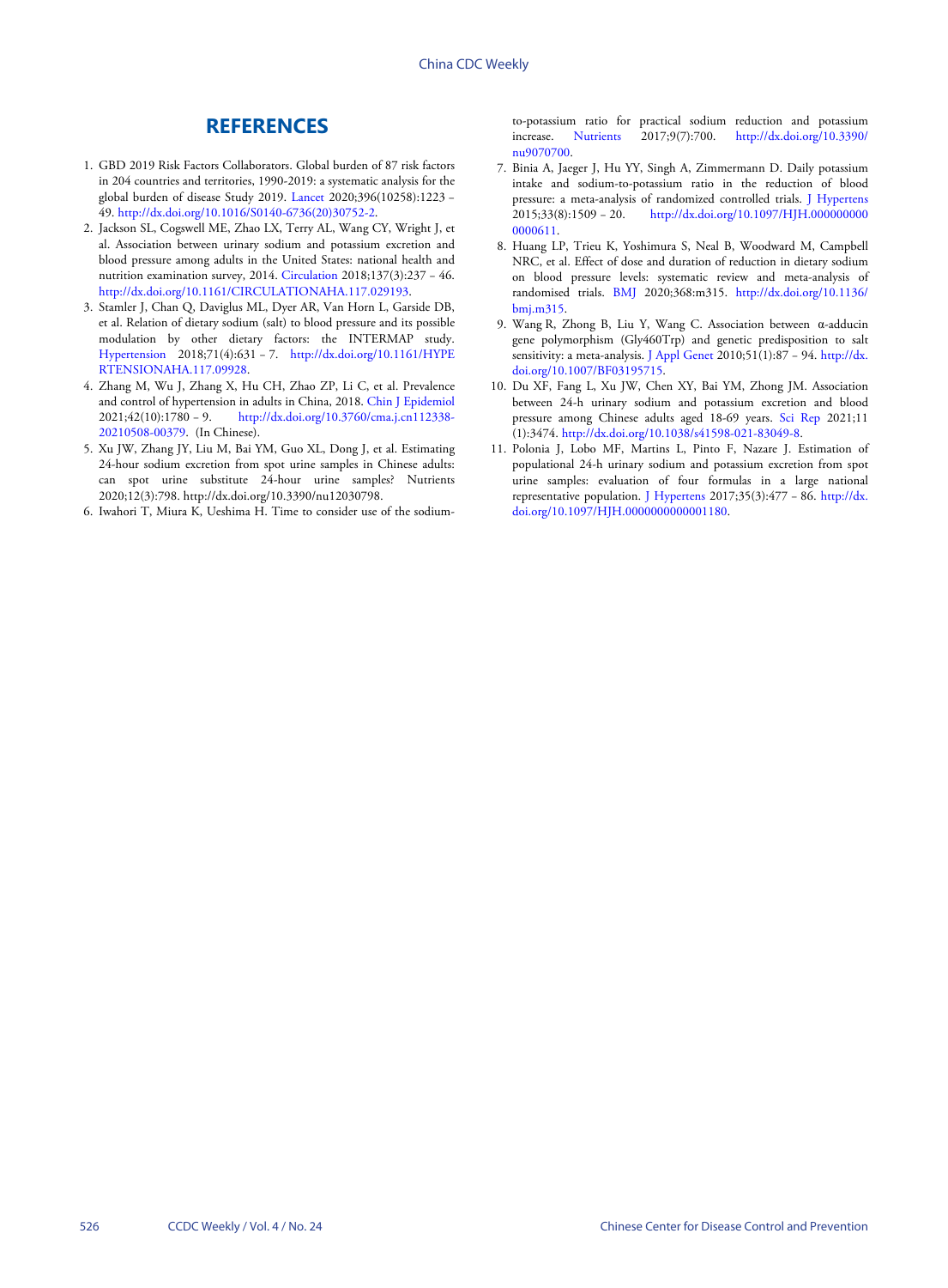## REFERENCES

1. GBD 2019 Risk Factors Collaborators. Global burden of 87 risk factors in 204 countries and territories, 1990-2019: a systematic analysis for the global burden of disease Study 2019. Lancet 2020;396(10258):1223 – 49. http://dx.doi.org/10.1016/S0140-6736(20)30752-2.
2. Jackson SL, Cogswell ME, Zhao LX, Terry AL, Wang CY, Wright J, et al. Association between urinary sodium and potassium excretion and blood pressure among adults in the United States: national health and nutrition examination survey, 2014. Circulation 2018;137(3):237 – 46. http://dx.doi.org/10.1161/CIRCULATIONAHA.117.029193.
3. Stamler J, Chan Q, Daviglus ML, Dyer AR, Van Horn L, Garside DB, et al. Relation of dietary sodium (salt) to blood pressure and its possible modulation by other dietary factors: the INTERMAP study. Hypertension 2018;71(4):631 – 7. http://dx.doi.org/10.1161/HYPERTENSIONAHA.117.09928.
4. Zhang M, Wu J, Zhang X, Hu CH, Zhao ZP, Li C, et al. Prevalence and control of hypertension in adults in China, 2018. Chin J Epidemiol 2021;42(10):1780 – 9. http://dx.doi.org/10.3760/cma.j.cn112338-20210508-00379. (In Chinese).
5. Xu JW, Zhang JY, Liu M, Bai YM, Guo XL, Dong J, et al. Estimating 24-hour sodium excretion from spot urine samples in Chinese adults: can spot urine substitute 24-hour urine samples? Nutrients 2020;12(3):798. http://dx.doi.org/10.3390/nu12030798.
6. Iwahori T, Miura K, Ueshima H. Time to consider use of the sodium-to-potassium ratio for practical sodium reduction and potassium increase. Nutrients 2017;9(7):700. http://dx.doi.org/10.3390/nu9070700.
7. Binia A, Jaeger J, Hu YY, Singh A, Zimmermann D. Daily potassium intake and sodium-to-potassium ratio in the reduction of blood pressure: a meta-analysis of randomized controlled trials. J Hypertens 2015;33(8):1509 – 20. http://dx.doi.org/10.1097/HJH.0000000000000611.
8. Huang LP, Trieu K, Yoshimura S, Neal B, Woodward M, Campbell NRC, et al. Effect of dose and duration of reduction in dietary sodium on blood pressure levels: systematic review and meta-analysis of randomised trials. BMJ 2020;368:m315. http://dx.doi.org/10.1136/bmj.m315.
9. Wang R, Zhong B, Liu Y, Wang C. Association between α-adducin gene polymorphism (Gly460Trp) and genetic predisposition to salt sensitivity: a meta-analysis. J Appl Genet 2010;51(1):87 – 94. http://dx.doi.org/10.1007/BF03195715.
10. Du XF, Fang L, Xu JW, Chen XY, Bai YM, Zhong JM. Association between 24-h urinary sodium and potassium excretion and blood pressure among Chinese adults aged 18-69 years. Sci Rep 2021;11(1):3474. http://dx.doi.org/10.1038/s41598-021-83049-8.
11. Polonia J, Lobo MF, Martins L, Pinto F, Nazare J. Estimation of populational 24-h urinary sodium and potassium excretion from spot urine samples: evaluation of four formulas in a large national representative population. J Hypertens 2017;35(3):477 – 86. http://dx.doi.org/10.1097/HJH.0000000000001180.